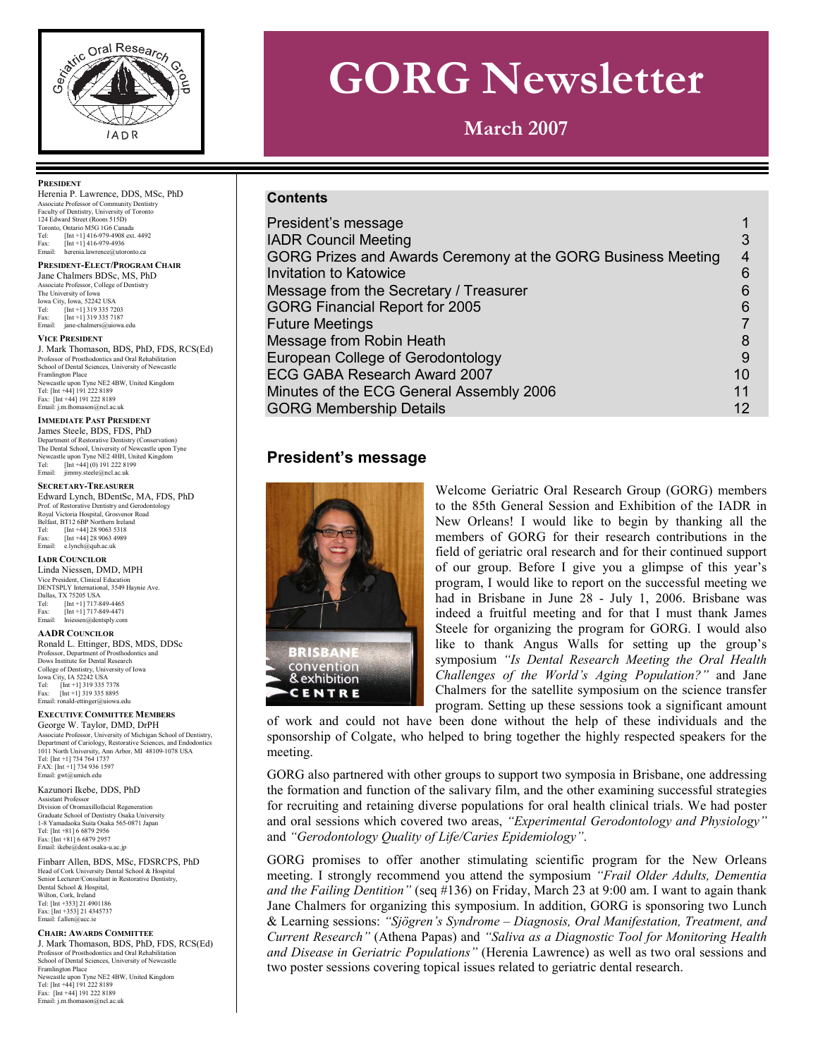# GORG Newsletter

## March 2007

**PRESIDENT**
Herenia P. Lawrence, DDS, MSc, PhD
Associate Professor of Community Dentistry
Faculty of Dentistry, University of Toronto
124 Edward Street (Room 515D)
Toronto, Ontario M5G 1G6 Canada
Tel: [Int +1] 416-979-4908 ext. 4492
Fax: [Int +1] 416-979-4936
Email: herenia.lawrence@utoronto.ca

**PRESIDENT-ELECT/PROGRAM CHAIR**
Jane Chalmers BDSc, MS, PhD
Associate Professor, College of Dentistry
The University of Iowa
Iowa City, Iowa, 52242 USA
Tel: [Int +1] 319 335 7203
Fax: [Int +1] 319 335 7187
Email: jane-chalmers@uiowa.edu

**VICE PRESIDENT**
J. Mark Thomason, BDS, PhD, FDS, RCS(Ed)
Professor of Prosthodontics and Oral Rehabilitation
School of Dental Sciences, University of Newcastle
Framlington Place
Newcastle upon Tyne NE2 4BW, United Kingdom
Tel: [Int +44] 191 222 8189
Fax: [Int +44] 191 222 8189
Email: j.m.thomason@ncl.ac.uk

**IMMEDIATE PAST PRESIDENT**
James Steele, BDS, FDS, PhD
Department of Restorative Dentistry (Conservation)
The Dental School, University of Newcastle upon Tyne
Newcastle upon Tyne NE2 4HH, United Kingdom
Tel: [Int +44] (0) 191 222 8199
Email: jimmy.steele@ncl.ac.uk

**SECRETARY-TREASURER**
Edward Lynch, BDentSc, MA, FDS, PhD
Prof. of Restorative Dentistry and Gerodontology
Royal Victoria Hospital, Grosvenor Road
Belfast, BT12 6BP Northern Ireland
Tel: [Int +44] 28 9063 5318
Fax: [Int +44] 28 9063 4989
Email: e.lynch@qub.ac.uk

**IADR COUNCILOR**
Linda Niessen, DMD, MPH
Vice President, Clinical Education
DENTSPLY International, 3549 Haynie Ave.
Dallas, TX 75205 USA
Tel: [Int +1] 717-849-4465
Fax: [Int +1] 717-849-4471
Email: lniessen@dentsply.com

**AADR COUNCILOR**
Ronald L. Ettinger, BDS, MDS, DDSc
Professor, Department of Prosthodontics and
Dows Institute for Dental Research
College of Dentistry, University of Iowa
Iowa City, IA 52242 USA
Tel: [Int +1] 319 335 7378
Fax: [Int +1] 319 335 8895
Email: ronald-ettinger@uiowa.edu

**EXECUTIVE COMMITTEE MEMBERS**
George W. Taylor, DMD, DrPH
Associate Professor, University of Michigan School of Dentistry,
Department of Cariology, Restorative Sciences, and Endodontics
1011 North University, Ann Arbor, MI 48109-1078 USA
Tel: [Int +1] 734 764 1737
FAX: [Int +1] 734 936 1597
Email: gwt@umich.edu

Kazunori Ikebe, DDS, PhD
Assistant Professor
Division of Oromaxillofacial Regeneration
Graduate School of Dentistry Osaka University
1-8 Yamadaoka Suita Osaka 565-0871 Japan
Tel: [Int +81] 6 6879 2956
Fax: [Int +81] 6 6879 2957
Email: ikebe@dent.osaka-u.ac.jp

Finbarr Allen, BDS, MSc, FDSRCPS, PhD
Head of Cork University Dental School & Hospital
Senior Lecturer/Consultant in Restorative Dentistry,
Dental School & Hospital,
Wilton, Cork, Ireland
Tel: [Int +353] 21 4901186
Fax: [Int +353] 21 4345737
Email: f.allen@ucc.ie

**CHAIR: AWARDS COMMITTEE**
J. Mark Thomason, BDS, PhD, FDS, RCS(Ed)
Professor of Prosthodontics and Oral Rehabilitation
School of Dental Sciences, University of Newcastle
Framlington Place
Newcastle upon Tyne NE2 4BW, United Kingdom
Tel: [Int +44] 191 222 8189
Fax: [Int +44] 191 222 8189
Email: j.m.thomason@ncl.ac.uk

### Contents

| | |
|---|---|
| President's message | 1 |
| IADR Council Meeting | 3 |
| GORG Prizes and Awards Ceremony at the GORG Business Meeting | 4 |
| Invitation to Katowice | 6 |
| Message from the Secretary / Treasurer | 6 |
| GORG Financial Report for 2005 | 6 |
| Future Meetings | 7 |
| Message from Robin Heath | 8 |
| European College of Gerodontology | 9 |
| ECG GABA Research Award 2007 | 10 |
| Minutes of the ECG General Assembly 2006 | 11 |
| GORG Membership Details | 12 |

## President's message

Welcome Geriatric Oral Research Group (GORG) members to the 85th General Session and Exhibition of the IADR in New Orleans! I would like to begin by thanking all the members of GORG for their research contributions in the field of geriatric oral research and for their continued support of our group. Before I give you a glimpse of this year's program, I would like to report on the successful meeting we had in Brisbane in June 28 - July 1, 2006. Brisbane was indeed a fruitful meeting and for that I must thank James Steele for organizing the program for GORG. I would also like to thank Angus Walls for setting up the group's symposium *"Is Dental Research Meeting the Oral Health Challenges of the World's Aging Population?"* and Jane Chalmers for the satellite symposium on the science transfer program. Setting up these sessions took a significant amount of work and could not have been done without the help of these individuals and the sponsorship of Colgate, who helped to bring together the highly respected speakers for the meeting.

GORG also partnered with other groups to support two symposia in Brisbane, one addressing the formation and function of the salivary film, and the other examining successful strategies for recruiting and retaining diverse populations for oral health clinical trials. We had poster and oral sessions which covered two areas, *"Experimental Gerodontology and Physiology"* and *"Gerodontology Quality of Life/Caries Epidemiology"*.

GORG promises to offer another stimulating scientific program for the New Orleans meeting. I strongly recommend you attend the symposium *"Frail Older Adults, Dementia and the Failing Dentition"* (seq #136) on Friday, March 23 at 9:00 am. I want to again thank Jane Chalmers for organizing this symposium. In addition, GORG is sponsoring two Lunch & Learning sessions: *"Sjögren's Syndrome – Diagnosis, Oral Manifestation, Treatment, and Current Research"* (Athena Papas) and *"Saliva as a Diagnostic Tool for Monitoring Health and Disease in Geriatric Populations"* (Herenia Lawrence) as well as two oral sessions and two poster sessions covering topical issues related to geriatric dental research.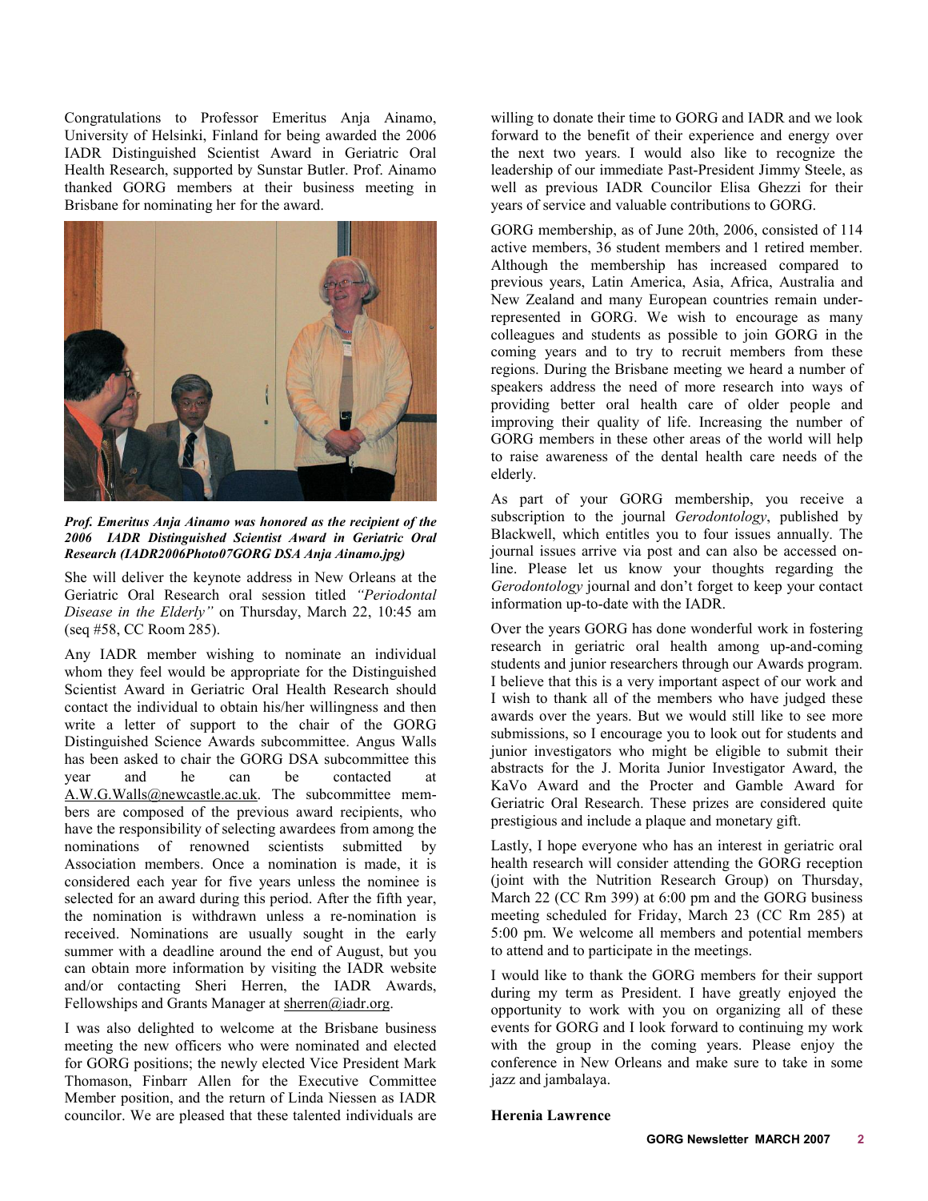Congratulations to Professor Emeritus Anja Ainamo, University of Helsinki, Finland for being awarded the 2006 IADR Distinguished Scientist Award in Geriatric Oral Health Research, supported by Sunstar Butler. Prof. Ainamo thanked GORG members at their business meeting in Brisbane for nominating her for the award.

***Prof. Emeritus Anja Ainamo was honored as the recipient of the 2006 IADR Distinguished Scientist Award in Geriatric Oral Research (IADR2006Photo07GORG DSA Anja Ainamo.jpg)***

She will deliver the keynote address in New Orleans at the Geriatric Oral Research oral session titled *"Periodontal Disease in the Elderly"* on Thursday, March 22, 10:45 am (seq #58, CC Room 285).

Any IADR member wishing to nominate an individual whom they feel would be appropriate for the Distinguished Scientist Award in Geriatric Oral Health Research should contact the individual to obtain his/her willingness and then write a letter of support to the chair of the GORG Distinguished Science Awards subcommittee. Angus Walls has been asked to chair the GORG DSA subcommittee this year and he can be contacted at A.W.G.Walls@newcastle.ac.uk. The subcommittee members are composed of the previous award recipients, who have the responsibility of selecting awardees from among the nominations of renowned scientists submitted by Association members. Once a nomination is made, it is considered each year for five years unless the nominee is selected for an award during this period. After the fifth year, the nomination is withdrawn unless a re-nomination is received. Nominations are usually sought in the early summer with a deadline around the end of August, but you can obtain more information by visiting the IADR website and/or contacting Sheri Herren, the IADR Awards, Fellowships and Grants Manager at sherren@iadr.org.

I was also delighted to welcome at the Brisbane business meeting the new officers who were nominated and elected for GORG positions; the newly elected Vice President Mark Thomason, Finbarr Allen for the Executive Committee Member position, and the return of Linda Niessen as IADR councilor. We are pleased that these talented individuals are willing to donate their time to GORG and IADR and we look forward to the benefit of their experience and energy over the next two years. I would also like to recognize the leadership of our immediate Past-President Jimmy Steele, as well as previous IADR Councilor Elisa Ghezzi for their years of service and valuable contributions to GORG.

GORG membership, as of June 20th, 2006, consisted of 114 active members, 36 student members and 1 retired member. Although the membership has increased compared to previous years, Latin America, Asia, Africa, Australia and New Zealand and many European countries remain under-represented in GORG. We wish to encourage as many colleagues and students as possible to join GORG in the coming years and to try to recruit members from these regions. During the Brisbane meeting we heard a number of speakers address the need of more research into ways of providing better oral health care of older people and improving their quality of life. Increasing the number of GORG members in these other areas of the world will help to raise awareness of the dental health care needs of the elderly.

As part of your GORG membership, you receive a subscription to the journal *Gerodontology*, published by Blackwell, which entitles you to four issues annually. The journal issues arrive via post and can also be accessed on-line. Please let us know your thoughts regarding the *Gerodontology* journal and don't forget to keep your contact information up-to-date with the IADR.

Over the years GORG has done wonderful work in fostering research in geriatric oral health among up-and-coming students and junior researchers through our Awards program. I believe that this is a very important aspect of our work and I wish to thank all of the members who have judged these awards over the years. But we would still like to see more submissions, so I encourage you to look out for students and junior investigators who might be eligible to submit their abstracts for the J. Morita Junior Investigator Award, the KaVo Award and the Procter and Gamble Award for Geriatric Oral Research. These prizes are considered quite prestigious and include a plaque and monetary gift.

Lastly, I hope everyone who has an interest in geriatric oral health research will consider attending the GORG reception (joint with the Nutrition Research Group) on Thursday, March 22 (CC Rm 399) at 6:00 pm and the GORG business meeting scheduled for Friday, March 23 (CC Rm 285) at 5:00 pm. We welcome all members and potential members to attend and to participate in the meetings.

I would like to thank the GORG members for their support during my term as President. I have greatly enjoyed the opportunity to work with you on organizing all of these events for GORG and I look forward to continuing my work with the group in the coming years. Please enjoy the conference in New Orleans and make sure to take in some jazz and jambalaya.

**Herenia Lawrence**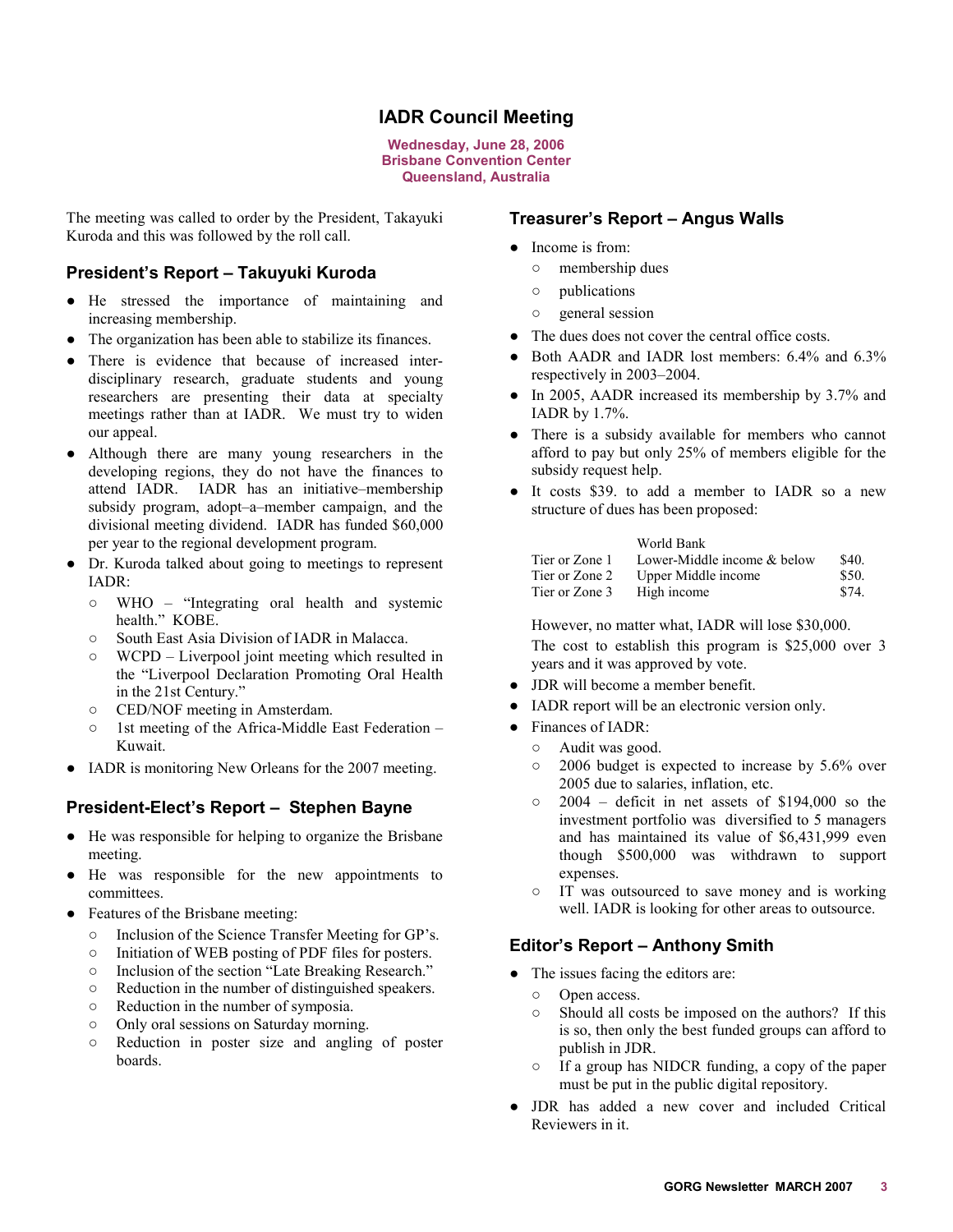# IADR Council Meeting

**Wednesday, June 28, 2006**
**Brisbane Convention Center**
**Queensland, Australia**

The meeting was called to order by the President, Takayuki Kuroda and this was followed by the roll call.

## President's Report – Takuyuki Kuroda

- He stressed the importance of maintaining and increasing membership.
- The organization has been able to stabilize its finances.
- There is evidence that because of increased inter-disciplinary research, graduate students and young researchers are presenting their data at specialty meetings rather than at IADR. We must try to widen our appeal.
- Although there are many young researchers in the developing regions, they do not have the finances to attend IADR. IADR has an initiative–membership subsidy program, adopt–a–member campaign, and the divisional meeting dividend. IADR has funded $60,000 per year to the regional development program.
- Dr. Kuroda talked about going to meetings to represent IADR:
  - WHO – "Integrating oral health and systemic health." KOBE.
  - South East Asia Division of IADR in Malacca.
  - WCPD – Liverpool joint meeting which resulted in the "Liverpool Declaration Promoting Oral Health in the 21st Century."
  - CED/NOF meeting in Amsterdam.
  - 1st meeting of the Africa-Middle East Federation – Kuwait.
- IADR is monitoring New Orleans for the 2007 meeting.

## President-Elect's Report – Stephen Bayne

- He was responsible for helping to organize the Brisbane meeting.
- He was responsible for the new appointments to committees.
- Features of the Brisbane meeting:
  - Inclusion of the Science Transfer Meeting for GP's.
  - Initiation of WEB posting of PDF files for posters.
  - Inclusion of the section "Late Breaking Research."
  - Reduction in the number of distinguished speakers.
  - Reduction in the number of symposia.
  - Only oral sessions on Saturday morning.
  - Reduction in poster size and angling of poster boards.

## Treasurer's Report – Angus Walls

- Income is from:
  - membership dues
  - publications
  - general session
- The dues does not cover the central office costs.
- Both AADR and IADR lost members: 6.4% and 6.3% respectively in 2003–2004.
- In 2005, AADR increased its membership by 3.7% and IADR by 1.7%.
- There is a subsidy available for members who cannot afford to pay but only 25% of members eligible for the subsidy request help.
- It costs $39. to add a member to IADR so a new structure of dues has been proposed:

| | World Bank | |
|---|---|---|
| Tier or Zone 1 | Lower-Middle income & below | $40. |
| Tier or Zone 2 | Upper Middle income | $50. |
| Tier or Zone 3 | High income | $74. |

  However, no matter what, IADR will lose $30,000.

  The cost to establish this program is $25,000 over 3 years and it was approved by vote.
- JDR will become a member benefit.
- IADR report will be an electronic version only.
- Finances of IADR:
  - Audit was good.
  - 2006 budget is expected to increase by 5.6% over 2005 due to salaries, inflation, etc.
  - 2004 – deficit in net assets of $194,000 so the investment portfolio was diversified to 5 managers and has maintained its value of $6,431,999 even though $500,000 was withdrawn to support expenses.
  - IT was outsourced to save money and is working well. IADR is looking for other areas to outsource.

## Editor's Report – Anthony Smith

- The issues facing the editors are:
  - Open access.
  - Should all costs be imposed on the authors? If this is so, then only the best funded groups can afford to publish in JDR.
  - If a group has NIDCR funding, a copy of the paper must be put in the public digital repository.
- JDR has added a new cover and included Critical Reviewers in it.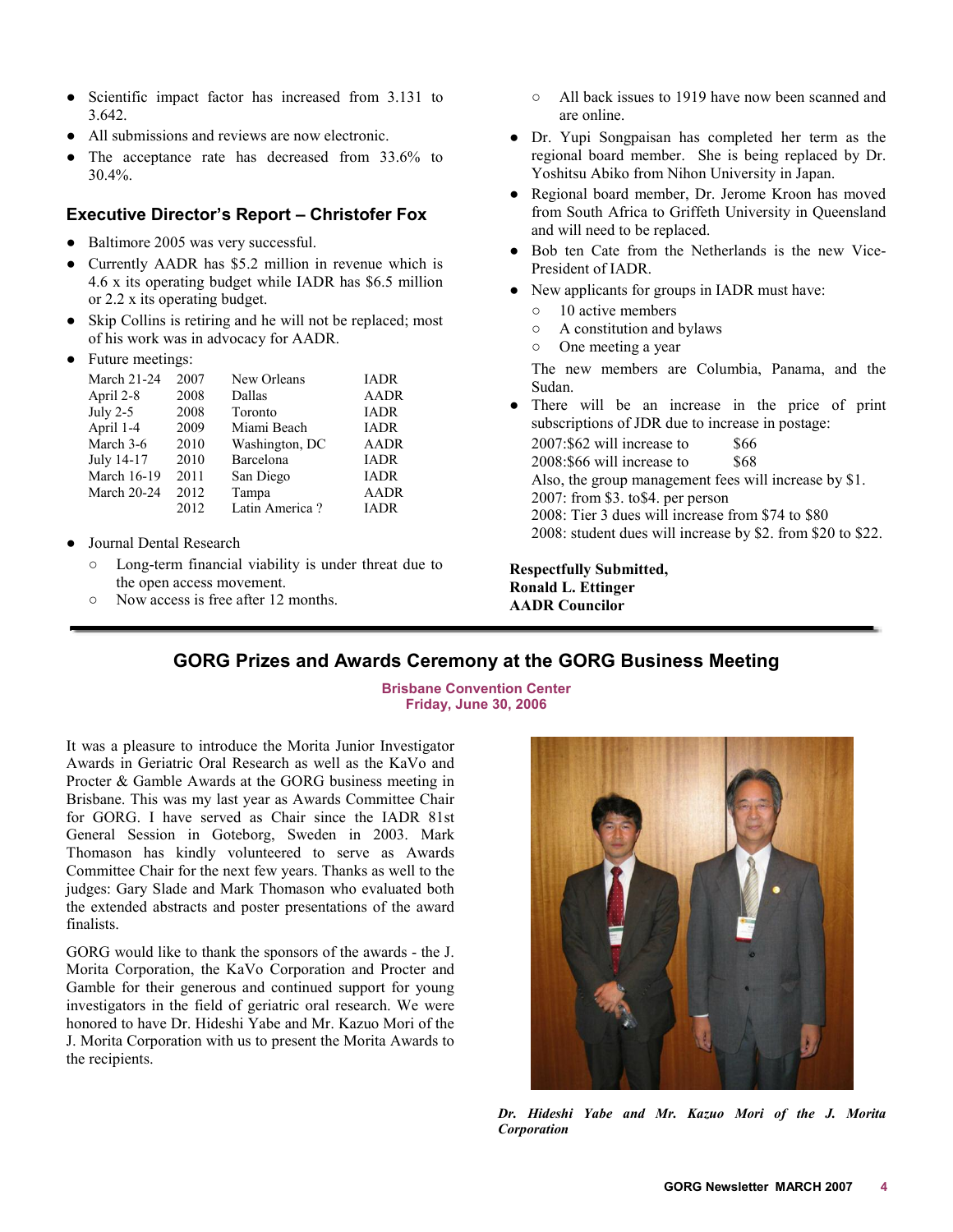- Scientific impact factor has increased from 3.131 to 3.642.
- All submissions and reviews are now electronic.
- The acceptance rate has decreased from 33.6% to 30.4%.

### Executive Director's Report – Christofer Fox

- Baltimore 2005 was very successful.
- Currently AADR has $5.2 million in revenue which is 4.6 x its operating budget while IADR has $6.5 million or 2.2 x its operating budget.
- Skip Collins is retiring and he will not be replaced; most of his work was in advocacy for AADR.
- Future meetings:

| | | | |
|---|---|---|---|
| March 21-24 | 2007 | New Orleans | IADR |
| April 2-8 | 2008 | Dallas | AADR |
| July 2-5 | 2008 | Toronto | IADR |
| April 1-4 | 2009 | Miami Beach | IADR |
| March 3-6 | 2010 | Washington, DC | AADR |
| July 14-17 | 2010 | Barcelona | IADR |
| March 16-19 | 2011 | San Diego | IADR |
| March 20-24 | 2012 | Tampa | AADR |
| | 2012 | Latin America ? | IADR |

- Journal Dental Research
  - Long-term financial viability is under threat due to the open access movement.
  - Now access is free after 12 months.
  - All back issues to 1919 have now been scanned and are online.
- Dr. Yupi Songpaisan has completed her term as the regional board member. She is being replaced by Dr. Yoshitsu Abiko from Nihon University in Japan.
- Regional board member, Dr. Jerome Kroon has moved from South Africa to Griffeth University in Queensland and will need to be replaced.
- Bob ten Cate from the Netherlands is the new Vice-President of IADR.
- New applicants for groups in IADR must have:
  - 10 active members
  - A constitution and bylaws
  - One meeting a year

  The new members are Columbia, Panama, and the Sudan.
- There will be an increase in the price of print subscriptions of JDR due to increase in postage:

  2007:$62 will increase to $66
  2008:$66 will increase to $68
  Also, the group management fees will increase by $1.
  2007: from $3. to$4. per person
  2008: Tier 3 dues will increase from $74 to $80
  2008: student dues will increase by $2. from $20 to $22.

**Respectfully Submitted,**
**Ronald L. Ettinger**
**AADR Councilor**

## GORG Prizes and Awards Ceremony at the GORG Business Meeting

**Brisbane Convention Center**
**Friday, June 30, 2006**

It was a pleasure to introduce the Morita Junior Investigator Awards in Geriatric Oral Research as well as the KaVo and Procter & Gamble Awards at the GORG business meeting in Brisbane. This was my last year as Awards Committee Chair for GORG. I have served as Chair since the IADR 81st General Session in Goteborg, Sweden in 2003. Mark Thomason has kindly volunteered to serve as Awards Committee Chair for the next few years. Thanks as well to the judges: Gary Slade and Mark Thomason who evaluated both the extended abstracts and poster presentations of the award finalists.

GORG would like to thank the sponsors of the awards - the J. Morita Corporation, the KaVo Corporation and Procter and Gamble for their generous and continued support for young investigators in the field of geriatric oral research. We were honored to have Dr. Hideshi Yabe and Mr. Kazuo Mori of the J. Morita Corporation with us to present the Morita Awards to the recipients.

*Dr. Hideshi Yabe and Mr. Kazuo Mori of the J. Morita Corporation*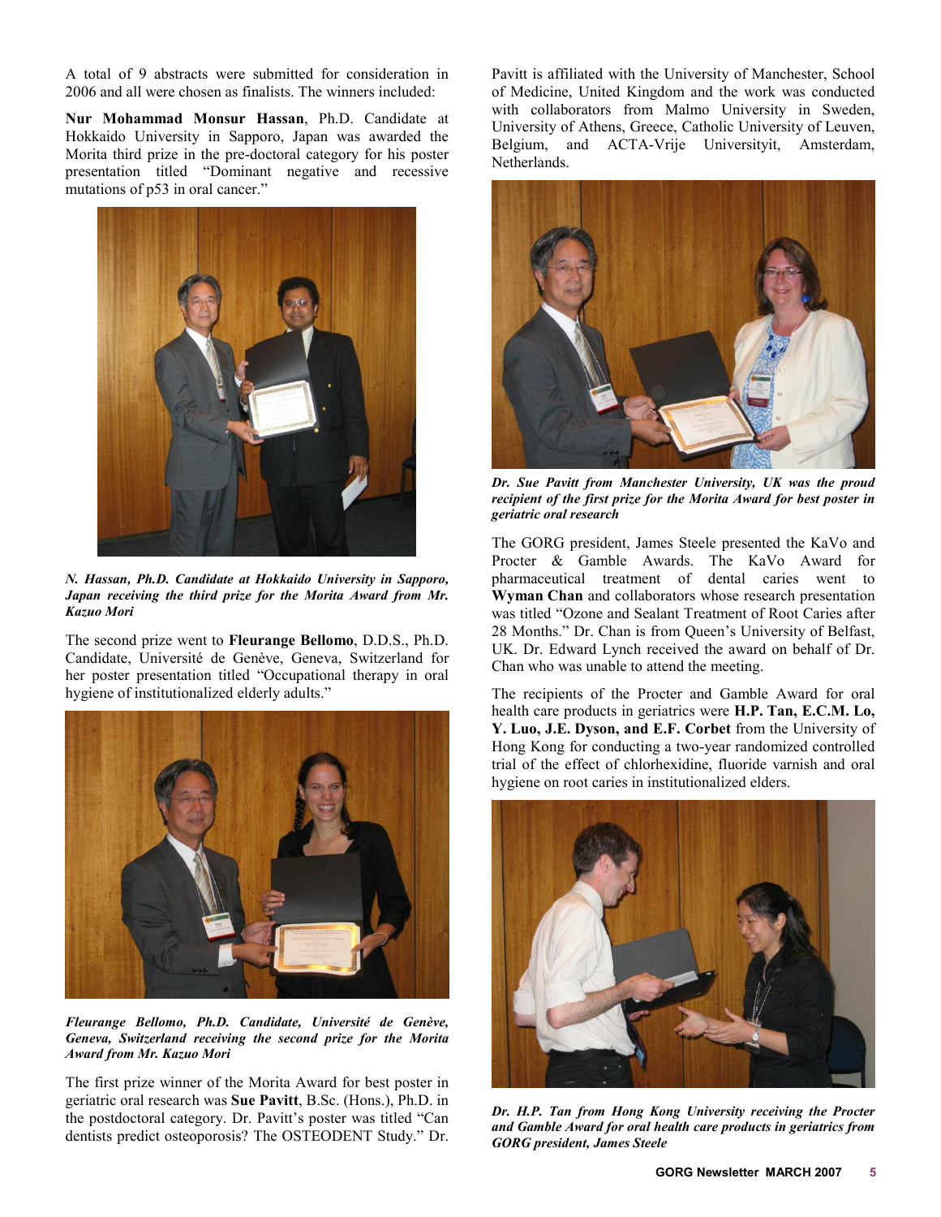A total of 9 abstracts were submitted for consideration in 2006 and all were chosen as finalists. The winners included:

**Nur Mohammad Monsur Hassan**, Ph.D. Candidate at Hokkaido University in Sapporo, Japan was awarded the Morita third prize in the pre-doctoral category for his poster presentation titled "Dominant negative and recessive mutations of p53 in oral cancer."

*N. Hassan, Ph.D. Candidate at Hokkaido University in Sapporo, Japan receiving the third prize for the Morita Award from Mr. Kazuo Mori*

The second prize went to **Fleurange Bellomo**, D.D.S., Ph.D. Candidate, Université de Genève, Geneva, Switzerland for her poster presentation titled "Occupational therapy in oral hygiene of institutionalized elderly adults."

*Fleurange Bellomo, Ph.D. Candidate, Université de Genève, Geneva, Switzerland receiving the second prize for the Morita Award from Mr. Kazuo Mori*

The first prize winner of the Morita Award for best poster in geriatric oral research was **Sue Pavitt**, B.Sc. (Hons.), Ph.D. in the postdoctoral category. Dr. Pavitt's poster was titled "Can dentists predict osteoporosis? The OSTEODENT Study." Dr. Pavitt is affiliated with the University of Manchester, School of Medicine, United Kingdom and the work was conducted with collaborators from Malmo University in Sweden, University of Athens, Greece, Catholic University of Leuven, Belgium, and ACTA-Vrije Universityit, Amsterdam, Netherlands.

*Dr. Sue Pavitt from Manchester University, UK was the proud recipient of the first prize for the Morita Award for best poster in geriatric oral research*

The GORG president, James Steele presented the KaVo and Procter & Gamble Awards. The KaVo Award for pharmaceutical treatment of dental caries went to **Wyman Chan** and collaborators whose research presentation was titled "Ozone and Sealant Treatment of Root Caries after 28 Months." Dr. Chan is from Queen's University of Belfast, UK. Dr. Edward Lynch received the award on behalf of Dr. Chan who was unable to attend the meeting.

The recipients of the Procter and Gamble Award for oral health care products in geriatrics were **H.P. Tan, E.C.M. Lo, Y. Luo, J.E. Dyson, and E.F. Corbet** from the University of Hong Kong for conducting a two-year randomized controlled trial of the effect of chlorhexidine, fluoride varnish and oral hygiene on root caries in institutionalized elders.

*Dr. H.P. Tan from Hong Kong University receiving the Procter and Gamble Award for oral health care products in geriatrics from GORG president, James Steele*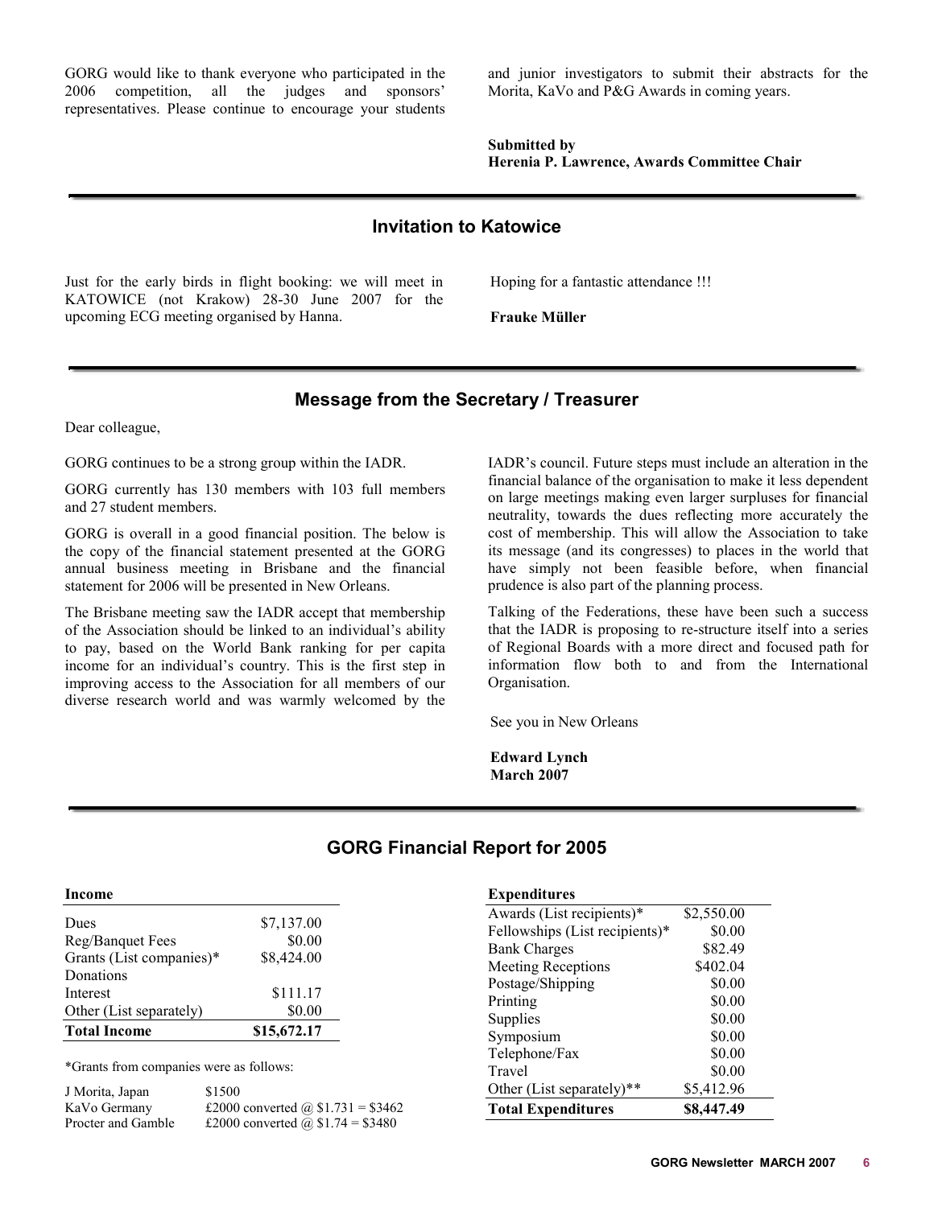GORG would like to thank everyone who participated in the 2006 competition, all the judges and sponsors' representatives. Please continue to encourage your students and junior investigators to submit their abstracts for the Morita, KaVo and P&G Awards in coming years.

**Submitted by**
**Herenia P. Lawrence, Awards Committee Chair**

## Invitation to Katowice

Just for the early birds in flight booking: we will meet in KATOWICE (not Krakow) 28-30 June 2007 for the upcoming ECG meeting organised by Hanna.

Hoping for a fantastic attendance !!!

**Frauke Müller**

## Message from the Secretary / Treasurer

Dear colleague,

GORG continues to be a strong group within the IADR.

GORG currently has 130 members with 103 full members and 27 student members.

GORG is overall in a good financial position. The below is the copy of the financial statement presented at the GORG annual business meeting in Brisbane and the financial statement for 2006 will be presented in New Orleans.

The Brisbane meeting saw the IADR accept that membership of the Association should be linked to an individual's ability to pay, based on the World Bank ranking for per capita income for an individual's country. This is the first step in improving access to the Association for all members of our diverse research world and was warmly welcomed by the IADR's council. Future steps must include an alteration in the financial balance of the organisation to make it less dependent on large meetings making even larger surpluses for financial neutrality, towards the dues reflecting more accurately the cost of membership. This will allow the Association to take its message (and its congresses) to places in the world that have simply not been feasible before, when financial prudence is also part of the planning process.

Talking of the Federations, these have been such a success that the IADR is proposing to re-structure itself into a series of Regional Boards with a more direct and focused path for information flow both to and from the International Organisation.

See you in New Orleans

**Edward Lynch**
**March 2007**

## GORG Financial Report for 2005

| **Income** | |
|---|---|
| Dues | $7,137.00 |
| Reg/Banquet Fees | $0.00 |
| Grants (List companies)* | $8,424.00 |
| Donations | |
| Interest | $111.17 |
| Other (List separately) | $0.00 |
| **Total Income** | **$15,672.17** |

*Grants from companies were as follows:

| | |
|---|---|
| J Morita, Japan | $1500 |
| KaVo Germany | £2000 converted @ $1.731 = $3462 |
| Procter and Gamble | £2000 converted @ $1.74 = $3480 |

| **Expenditures** | |
|---|---|
| Awards (List recipients)* | $2,550.00 |
| Fellowships (List recipients)* | $0.00 |
| Bank Charges | $82.49 |
| Meeting Receptions | $402.04 |
| Postage/Shipping | $0.00 |
| Printing | $0.00 |
| Supplies | $0.00 |
| Symposium | $0.00 |
| Telephone/Fax | $0.00 |
| Travel | $0.00 |
| Other (List separately)** | $5,412.96 |
| **Total Expenditures** | **$8,447.49** |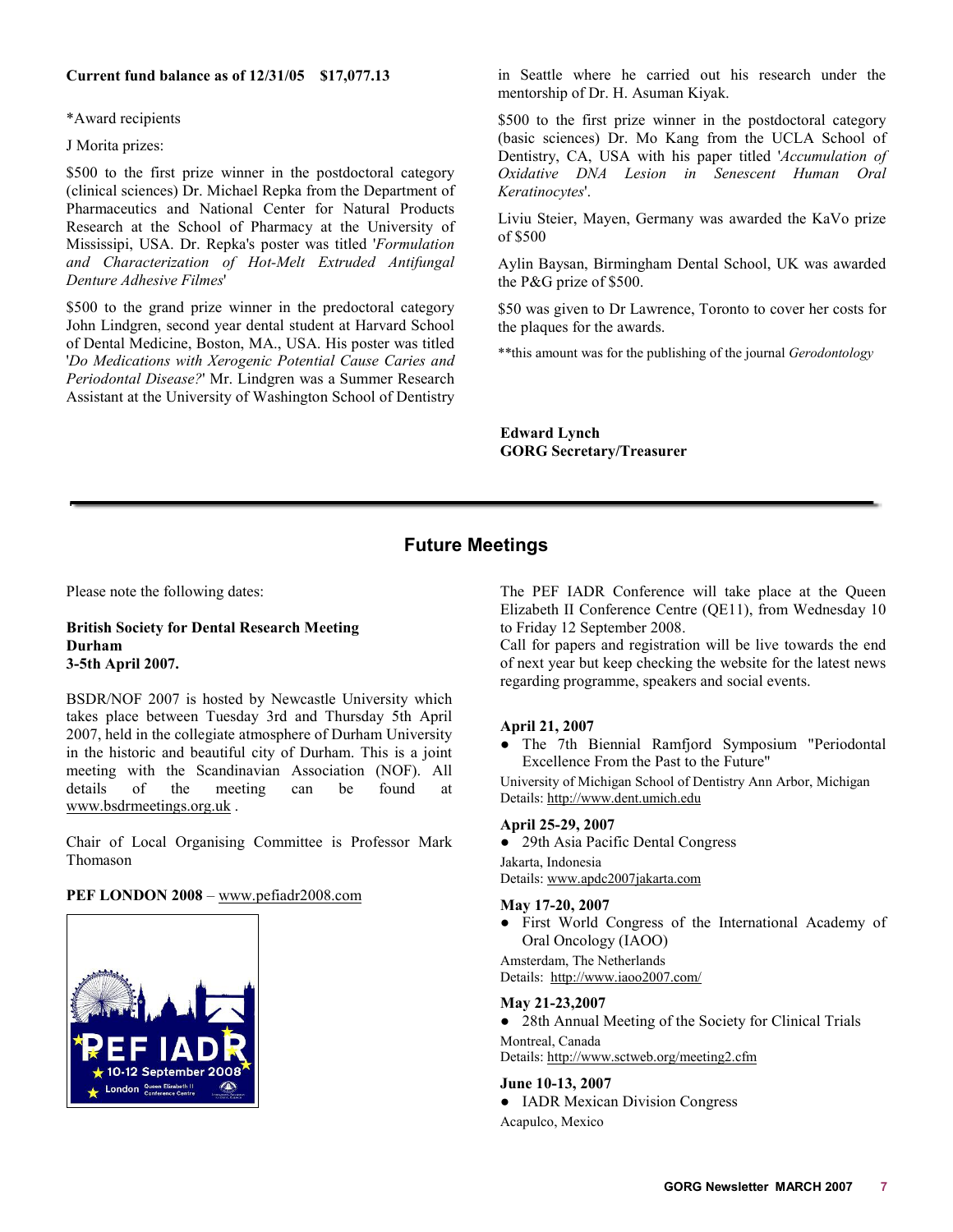**Current fund balance as of 12/31/05 $17,077.13**

*Award recipients

J Morita prizes:

$500 to the first prize winner in the postdoctoral category (clinical sciences) Dr. Michael Repka from the Department of Pharmaceutics and National Center for Natural Products Research at the School of Pharmacy at the University of Mississipi, USA. Dr. Repka's poster was titled '*Formulation and Characterization of Hot-Melt Extruded Antifungal Denture Adhesive Filmes*'

$500 to the grand prize winner in the predoctoral category John Lindgren, second year dental student at Harvard School of Dental Medicine, Boston, MA., USA. His poster was titled '*Do Medications with Xerogenic Potential Cause Caries and Periodontal Disease?*' Mr. Lindgren was a Summer Research Assistant at the University of Washington School of Dentistry in Seattle where he carried out his research under the mentorship of Dr. H. Asuman Kiyak.

$500 to the first prize winner in the postdoctoral category (basic sciences) Dr. Mo Kang from the UCLA School of Dentistry, CA, USA with his paper titled '*Accumulation of Oxidative DNA Lesion in Senescent Human Oral Keratinocytes*'.

Liviu Steier, Mayen, Germany was awarded the KaVo prize of $500

Aylin Baysan, Birmingham Dental School, UK was awarded the P&G prize of $500.

$50 was given to Dr Lawrence, Toronto to cover her costs for the plaques for the awards.

**this amount was for the publishing of the journal *Gerodontology*

**Edward Lynch**
**GORG Secretary/Treasurer**

---

## Future Meetings

Please note the following dates:

**British Society for Dental Research Meeting**
**Durham**
**3-5th April 2007.**

BSDR/NOF 2007 is hosted by Newcastle University which takes place between Tuesday 3rd and Thursday 5th April 2007, held in the collegiate atmosphere of Durham University in the historic and beautiful city of Durham. This is a joint meeting with the Scandinavian Association (NOF). All details of the meeting can be found at www.bsdrmeetings.org.uk .

Chair of Local Organising Committee is Professor Mark Thomason

**PEF LONDON 2008** – www.pefiadr2008.com

The PEF IADR Conference will take place at the Queen Elizabeth II Conference Centre (QE11), from Wednesday 10 to Friday 12 September 2008.
Call for papers and registration will be live towards the end of next year but keep checking the website for the latest news regarding programme, speakers and social events.

**April 21, 2007**

- The 7th Biennial Ramfjord Symposium "Periodontal Excellence From the Past to the Future"

University of Michigan School of Dentistry Ann Arbor, Michigan
Details: http://www.dent.umich.edu

**April 25-29, 2007**

- 29th Asia Pacific Dental Congress

Jakarta, Indonesia
Details: www.apdc2007jakarta.com

**May 17-20, 2007**

- First World Congress of the International Academy of Oral Oncology (IAOO)

Amsterdam, The Netherlands
Details: http://www.iaoo2007.com/

**May 21-23,2007**

- 28th Annual Meeting of the Society for Clinical Trials

Montreal, Canada
Details: http://www.sctweb.org/meeting2.cfm

**June 10-13, 2007**

- IADR Mexican Division Congress

Acapulco, Mexico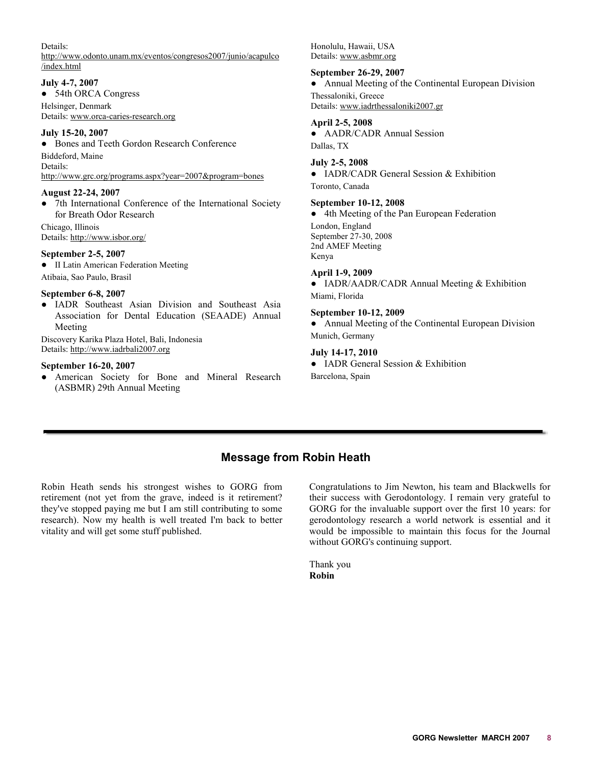Details:
http://www.odonto.unam.mx/eventos/congresos2007/junio/acapulco/index.html

**July 4-7, 2007**

- 54th ORCA Congress

Helsinger, Denmark
Details: www.orca-caries-research.org

**July 15-20, 2007**

- Bones and Teeth Gordon Research Conference

Biddeford, Maine
Details:
http://www.grc.org/programs.aspx?year=2007&program=bones

**August 22-24, 2007**

- 7th International Conference of the International Society for Breath Odor Research

Chicago, Illinois
Details: http://www.isbor.org/

**September 2-5, 2007**

- II Latin American Federation Meeting

Atibaia, Sao Paulo, Brasil

**September 6-8, 2007**

- IADR Southeast Asian Division and Southeast Asia Association for Dental Education (SEAADE) Annual Meeting

Discovery Karika Plaza Hotel, Bali, Indonesia
Details: http://www.iadrbali2007.org

**September 16-20, 2007**

- American Society for Bone and Mineral Research (ASBMR) 29th Annual Meeting

Honolulu, Hawaii, USA
Details: www.asbmr.org

**September 26-29, 2007**

- Annual Meeting of the Continental European Division

Thessaloniki, Greece
Details: www.iadrthessaloniki2007.gr

**April 2-5, 2008**

- AADR/CADR Annual Session

Dallas, TX

**July 2-5, 2008**

- IADR/CADR General Session & Exhibition

Toronto, Canada

**September 10-12, 2008**

- 4th Meeting of the Pan European Federation

London, England
September 27-30, 2008
2nd AMEF Meeting
Kenya

**April 1-9, 2009**

- IADR/AADR/CADR Annual Meeting & Exhibition

Miami, Florida

**September 10-12, 2009**

- Annual Meeting of the Continental European Division

Munich, Germany

**July 14-17, 2010**

- IADR General Session & Exhibition

Barcelona, Spain

## Message from Robin Heath

Robin Heath sends his strongest wishes to GORG from retirement (not yet from the grave, indeed is it retirement? they've stopped paying me but I am still contributing to some research). Now my health is well treated I'm back to better vitality and will get some stuff published.

Congratulations to Jim Newton, his team and Blackwells for their success with Gerodontology. I remain very grateful to GORG for the invaluable support over the first 10 years: for gerodontology research a world network is essential and it would be impossible to maintain this focus for the Journal without GORG's continuing support.

Thank you
**Robin**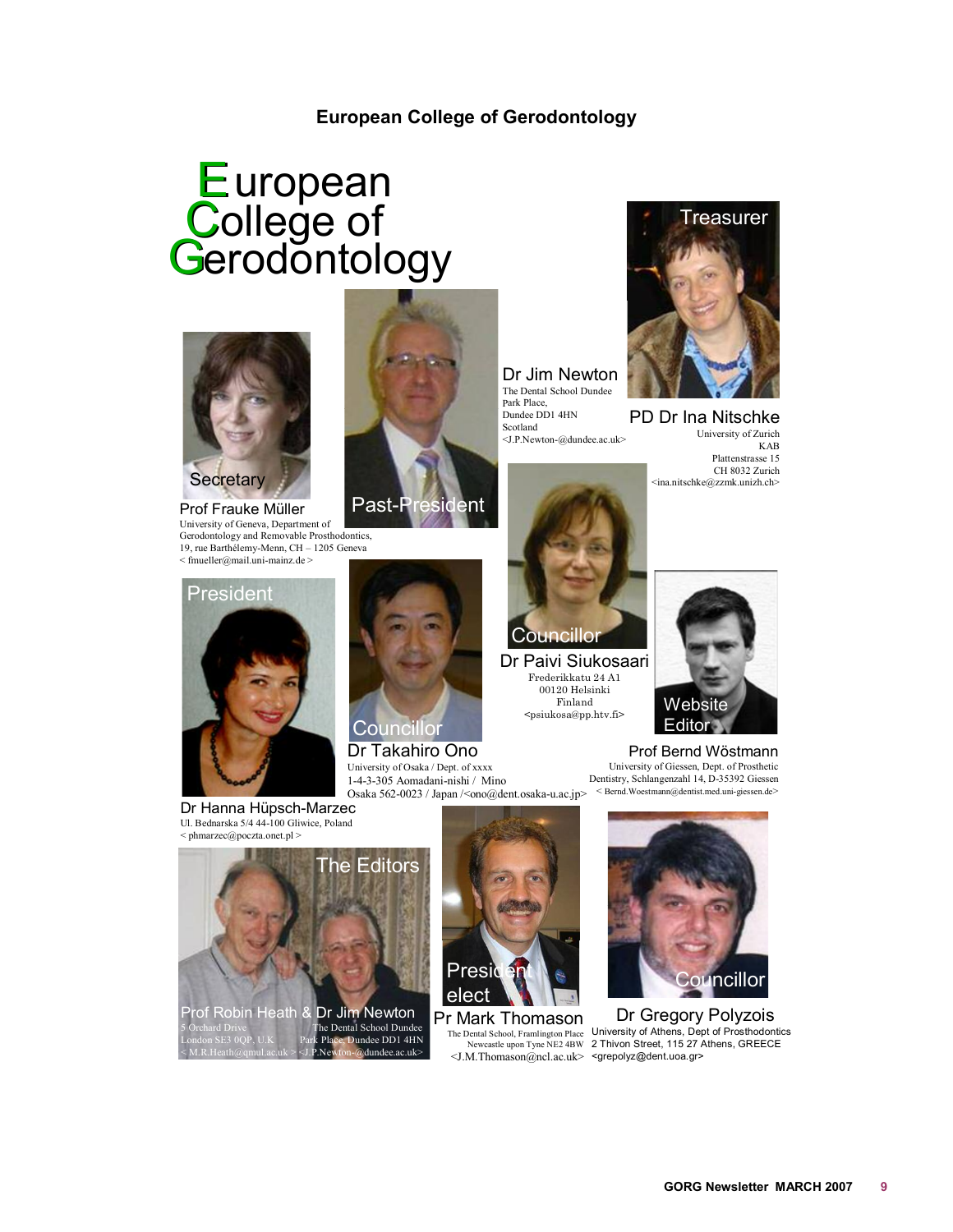**European College of Gerodontology**

# European College of Gerodontology

Secretary

Prof Frauke Müller
University of Geneva, Department of Gerodontology and Removable Prosthodontics,
19, rue Barthélemy-Menn, CH – 1205 Geneva
< fmueller@mail.uni-mainz.de >

Past-President

Dr Jim Newton
The Dental School Dundee
Park Place,
Dundee DD1 4HN
Scotland
<J.P.Newton-@dundee.ac.uk>

Treasurer

PD Dr Ina Nitschke
University of Zurich
KAB
Plattenstrasse 15
CH 8032 Zurich
<ina.nitschke@zzmk.unizh.ch>

President

Dr Hanna Hüpsch-Marzec
Ul. Bednarska 5/4 44-100 Gliwice, Poland
< phmarzec@poczta.onet.pl >

Councillor

Dr Takahiro Ono
University of Osaka / Dept. of xxxx
1-4-3-305 Aomadani-nishi / Mino
Osaka 562-0023 / Japan /<ono@dent.osaka-u.ac.jp>

Councillor

Dr Paivi Siukosaari
Frederikkatu 24 A1
00120 Helsinki
Finland
<psiukosa@pp.htv.fi>

Website Editor

Prof Bernd Wöstmann
University of Giessen, Dept. of Prosthetic Dentistry, Schlangenzahl 14, D-35392 Giessen
< Bernd.Woestmann@dentist.med.uni-giessen.de>

The Editors

Prof Robin Heath & Dr Jim Newton
5 Orchard Drive
London SE3 0QP, U.K
< M.R.Heath@qmul.ac.uk >

The Dental School Dundee
Park Place, Dundee DD1 4HN
<J.P.Newton-@dundee.ac.uk>

President elect

Pr Mark Thomason
The Dental School, Framlington Place
Newcastle upon Tyne NE2 4BW
<J.M.Thomason@ncl.ac.uk>

Councillor

Dr Gregory Polyzois
University of Athens, Dept of Prosthodontics
2 Thivon Street, 115 27 Athens, GREECE
<grepolyz@dent.uoa.gr>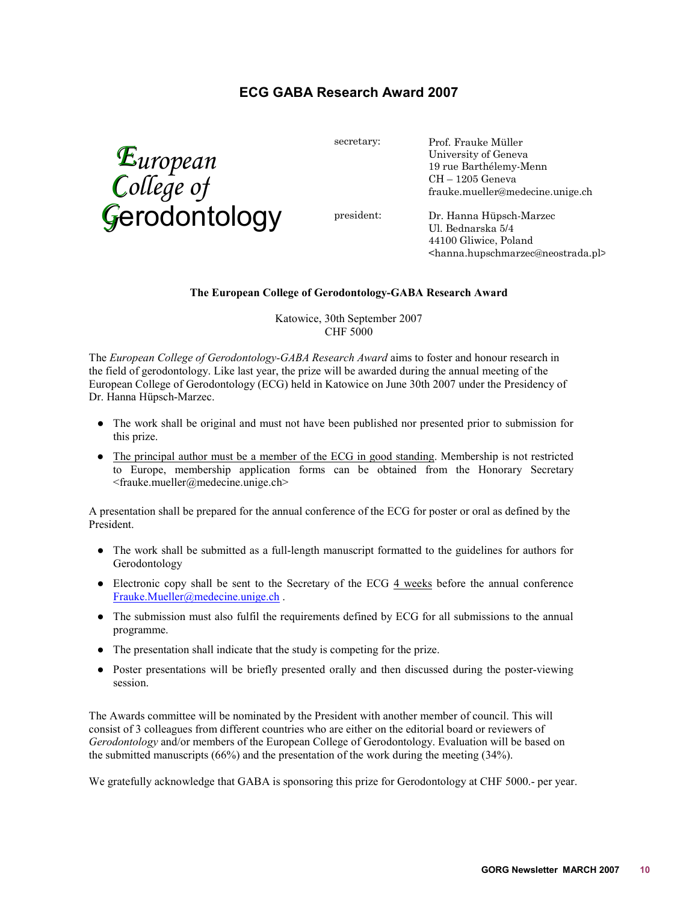## ECG GABA Research Award 2007

European College of Gerodontology

secretary: Prof. Frauke Müller
University of Geneva
19 rue Barthélemy-Menn
CH – 1205 Geneva
frauke.mueller@medecine.unige.ch

president: Dr. Hanna Hüpsch-Marzec
Ul. Bednarska 5/4
44100 Gliwice, Poland
<hanna.hupschmarzec@neostrada.pl>

**The European College of Gerodontology-GABA Research Award**

Katowice, 30th September 2007
CHF 5000

The *European College of Gerodontology-GABA Research Award* aims to foster and honour research in the field of gerodontology. Like last year, the prize will be awarded during the annual meeting of the European College of Gerodontology (ECG) held in Katowice on June 30th 2007 under the Presidency of Dr. Hanna Hüpsch-Marzec.

- The work shall be original and must not have been published nor presented prior to submission for this prize.
- The principal author must be a member of the ECG in good standing. Membership is not restricted to Europe, membership application forms can be obtained from the Honorary Secretary <frauke.mueller@medecine.unige.ch>

A presentation shall be prepared for the annual conference of the ECG for poster or oral as defined by the President.

- The work shall be submitted as a full-length manuscript formatted to the guidelines for authors for Gerodontology
- Electronic copy shall be sent to the Secretary of the ECG 4 weeks before the annual conference Frauke.Mueller@medecine.unige.ch .
- The submission must also fulfil the requirements defined by ECG for all submissions to the annual programme.
- The presentation shall indicate that the study is competing for the prize.
- Poster presentations will be briefly presented orally and then discussed during the poster-viewing session.

The Awards committee will be nominated by the President with another member of council. This will consist of 3 colleagues from different countries who are either on the editorial board or reviewers of *Gerodontology* and/or members of the European College of Gerodontology. Evaluation will be based on the submitted manuscripts (66%) and the presentation of the work during the meeting (34%).

We gratefully acknowledge that GABA is sponsoring this prize for Gerodontology at CHF 5000.- per year.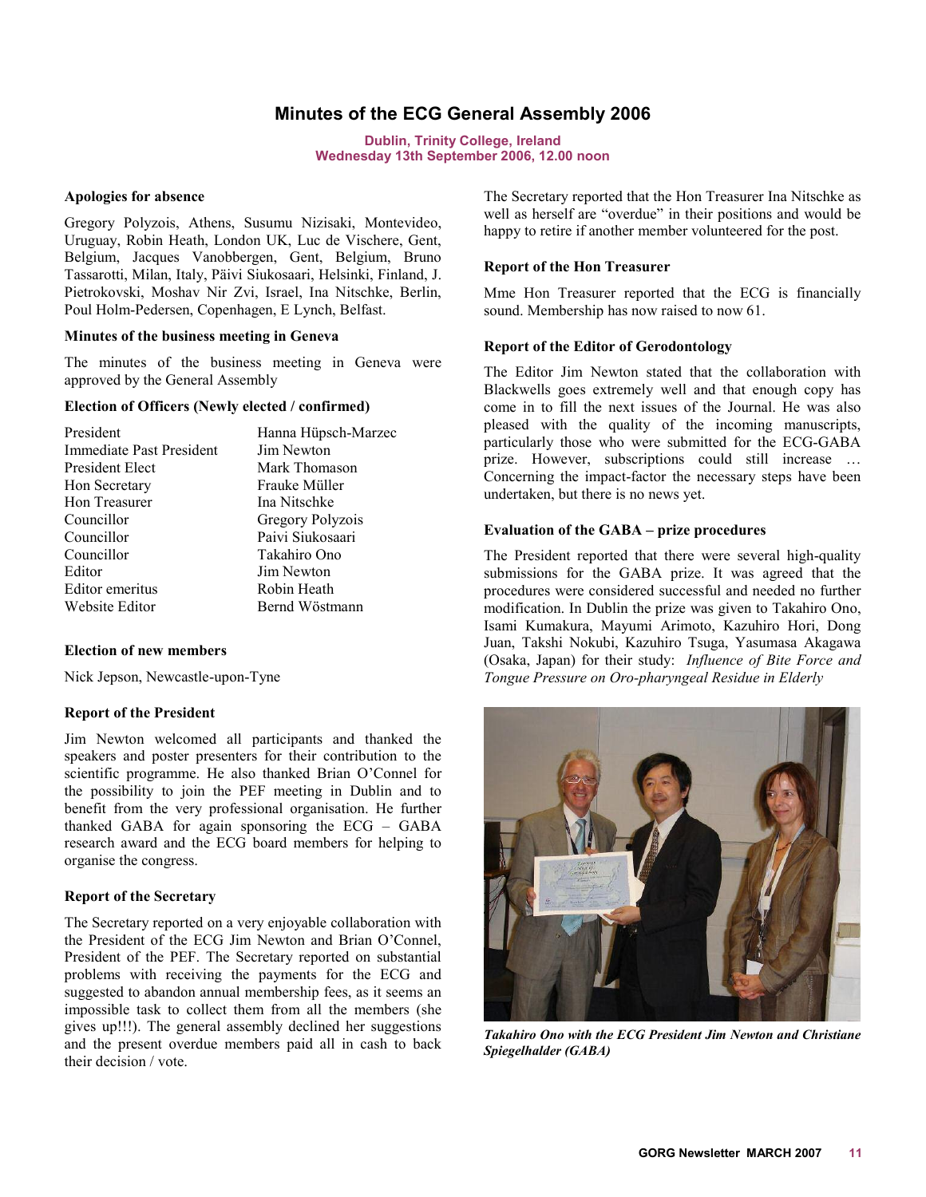# Minutes of the ECG General Assembly 2006

**Dublin, Trinity College, Ireland**
**Wednesday 13th September 2006, 12.00 noon**

### Apologies for absence

Gregory Polyzois, Athens, Susumu Nizisaki, Montevideo, Uruguay, Robin Heath, London UK, Luc de Vischere, Gent, Belgium, Jacques Vanobbergen, Gent, Belgium, Bruno Tassarotti, Milan, Italy, Päivi Siukosaari, Helsinki, Finland, J. Pietrokovski, Moshav Nir Zvi, Israel, Ina Nitschke, Berlin, Poul Holm-Pedersen, Copenhagen, E Lynch, Belfast.

### Minutes of the business meeting in Geneva

The minutes of the business meeting in Geneva were approved by the General Assembly

### Election of Officers (Newly elected / confirmed)

| | |
|---|---|
| President | Hanna Hüpsch-Marzec |
| Immediate Past President | Jim Newton |
| President Elect | Mark Thomason |
| Hon Secretary | Frauke Müller |
| Hon Treasurer | Ina Nitschke |
| Councillor | Gregory Polyzois |
| Councillor | Paivi Siukosaari |
| Councillor | Takahiro Ono |
| Editor | Jim Newton |
| Editor emeritus | Robin Heath |
| Website Editor | Bernd Wöstmann |

### Election of new members

Nick Jepson, Newcastle-upon-Tyne

### Report of the President

Jim Newton welcomed all participants and thanked the speakers and poster presenters for their contribution to the scientific programme. He also thanked Brian O'Connel for the possibility to join the PEF meeting in Dublin and to benefit from the very professional organisation. He further thanked GABA for again sponsoring the ECG – GABA research award and the ECG board members for helping to organise the congress.

### Report of the Secretary

The Secretary reported on a very enjoyable collaboration with the President of the ECG Jim Newton and Brian O'Connel, President of the PEF. The Secretary reported on substantial problems with receiving the payments for the ECG and suggested to abandon annual membership fees, as it seems an impossible task to collect them from all the members (she gives up!!!). The general assembly declined her suggestions and the present overdue members paid all in cash to back their decision / vote.

The Secretary reported that the Hon Treasurer Ina Nitschke as well as herself are "overdue" in their positions and would be happy to retire if another member volunteered for the post.

### Report of the Hon Treasurer

Mme Hon Treasurer reported that the ECG is financially sound. Membership has now raised to now 61.

### Report of the Editor of Gerodontology

The Editor Jim Newton stated that the collaboration with Blackwells goes extremely well and that enough copy has come in to fill the next issues of the Journal. He was also pleased with the quality of the incoming manuscripts, particularly those who were submitted for the ECG-GABA prize. However, subscriptions could still increase … Concerning the impact-factor the necessary steps have been undertaken, but there is no news yet.

### Evaluation of the GABA – prize procedures

The President reported that there were several high-quality submissions for the GABA prize. It was agreed that the procedures were considered successful and needed no further modification. In Dublin the prize was given to Takahiro Ono, Isami Kumakura, Mayumi Arimoto, Kazuhiro Hori, Dong Juan, Takshi Nokubi, Kazuhiro Tsuga, Yasumasa Akagawa (Osaka, Japan) for their study: *Influence of Bite Force and Tongue Pressure on Oro-pharyngeal Residue in Elderly*

***Takahiro Ono with the ECG President Jim Newton and Christiane Spiegelhalder (GABA)***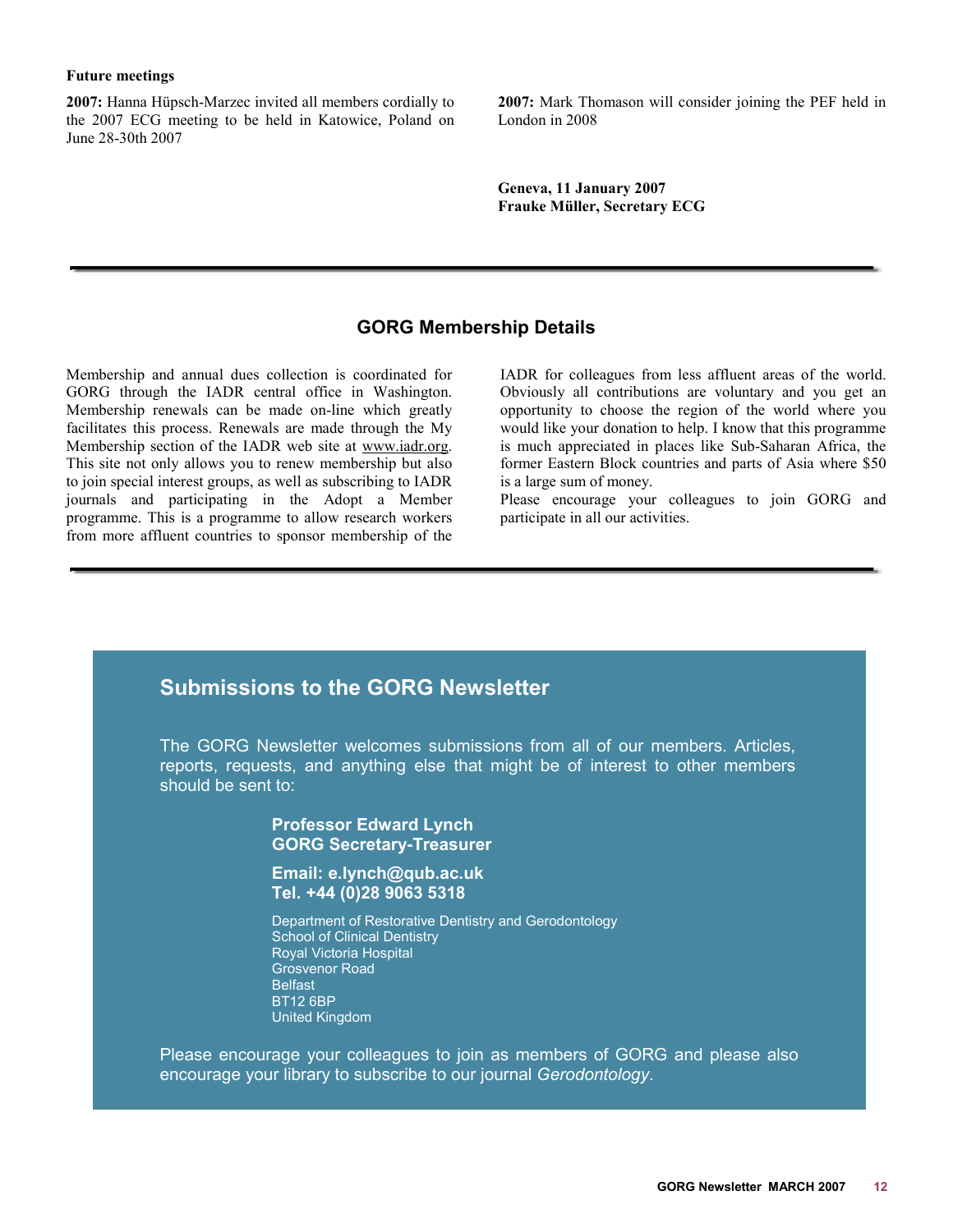**Future meetings**

**2007:** Hanna Hüpsch-Marzec invited all members cordially to the 2007 ECG meeting to be held in Katowice, Poland on June 28-30th 2007

**2007:** Mark Thomason will consider joining the PEF held in London in 2008

**Geneva, 11 January 2007**
**Frauke Müller, Secretary ECG**

---

## GORG Membership Details

Membership and annual dues collection is coordinated for GORG through the IADR central office in Washington. Membership renewals can be made on-line which greatly facilitates this process. Renewals are made through the My Membership section of the IADR web site at www.iadr.org. This site not only allows you to renew membership but also to join special interest groups, as well as subscribing to IADR journals and participating in the Adopt a Member programme. This is a programme to allow research workers from more affluent countries to sponsor membership of the IADR for colleagues from less affluent areas of the world. Obviously all contributions are voluntary and you get an opportunity to choose the region of the world where you would like your donation to help. I know that this programme is much appreciated in places like Sub-Saharan Africa, the former Eastern Block countries and parts of Asia where $50 is a large sum of money.

Please encourage your colleagues to join GORG and participate in all our activities.

---

## Submissions to the GORG Newsletter

The GORG Newsletter welcomes submissions from all of our members. Articles, reports, requests, and anything else that might be of interest to other members should be sent to:

**Professor Edward Lynch**
**GORG Secretary-Treasurer**

**Email: e.lynch@qub.ac.uk**
**Tel. +44 (0)28 9063 5318**

Department of Restorative Dentistry and Gerodontology
School of Clinical Dentistry
Royal Victoria Hospital
Grosvenor Road
Belfast
BT12 6BP
United Kingdom

Please encourage your colleagues to join as members of GORG and please also encourage your library to subscribe to our journal *Gerodontology*.